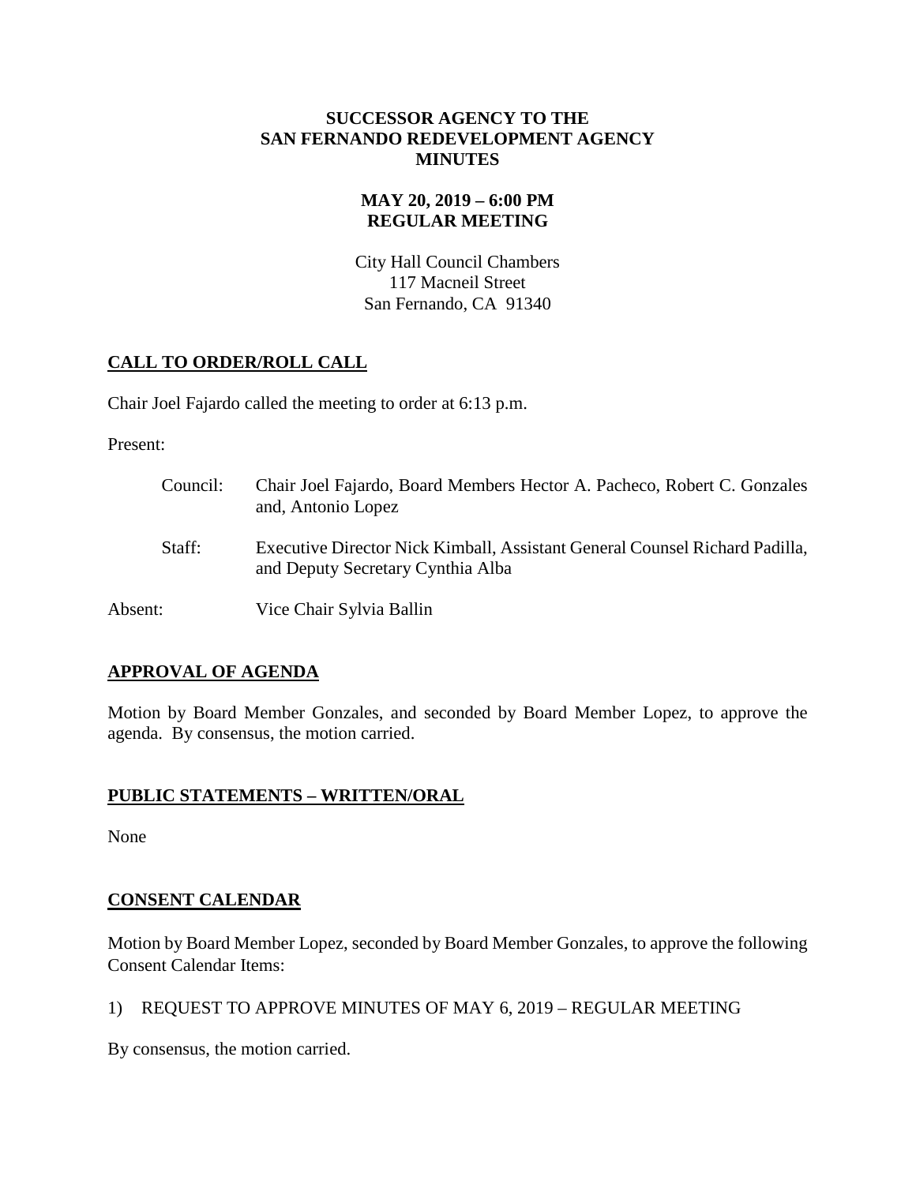# SUCCESSOR AGENCY TO THE SAN FERNANDO REDEVELOPMENT AGENCY MINUTES

## MAY 20, 2019 – 6:00 PM REGULAR MEETING

City Hall Council Chambers
117 Macneil Street
San Fernando, CA 91340

## CALL TO ORDER/ROLL CALL

Chair Joel Fajardo called the meeting to order at 6:13 p.m.

Present:

Council: Chair Joel Fajardo, Board Members Hector A. Pacheco, Robert C. Gonzales and, Antonio Lopez

Staff: Executive Director Nick Kimball, Assistant General Counsel Richard Padilla, and Deputy Secretary Cynthia Alba

Absent: Vice Chair Sylvia Ballin

## APPROVAL OF AGENDA

Motion by Board Member Gonzales, and seconded by Board Member Lopez, to approve the agenda. By consensus, the motion carried.

## PUBLIC STATEMENTS – WRITTEN/ORAL

None

## CONSENT CALENDAR

Motion by Board Member Lopez, seconded by Board Member Gonzales, to approve the following Consent Calendar Items:

1) REQUEST TO APPROVE MINUTES OF MAY 6, 2019 – REGULAR MEETING

By consensus, the motion carried.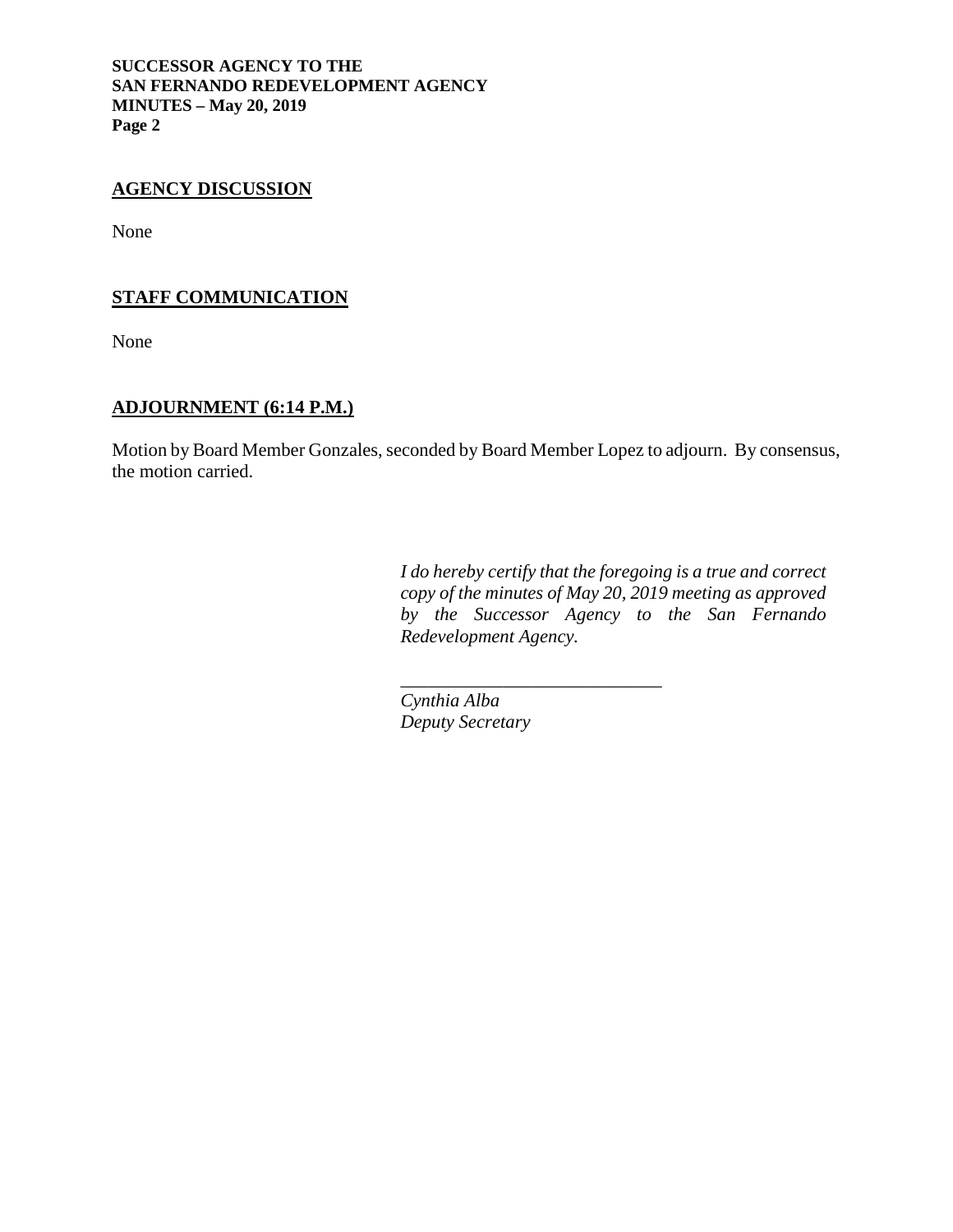## AGENCY DISCUSSION

None

## STAFF COMMUNICATION

None

## ADJOURNMENT (6:14 P.M.)

Motion by Board Member Gonzales, seconded by Board Member Lopez to adjourn. By consensus, the motion carried.

*I do hereby certify that the foregoing is a true and correct copy of the minutes of May 20, 2019 meeting as approved by the Successor Agency to the San Fernando Redevelopment Agency.*

\_\_\_\_\_\_\_\_\_\_\_\_\_\_\_\_\_\_\_\_\_\_\_\_\_\_\_\_\_\_

*Cynthia Alba*
*Deputy Secretary*